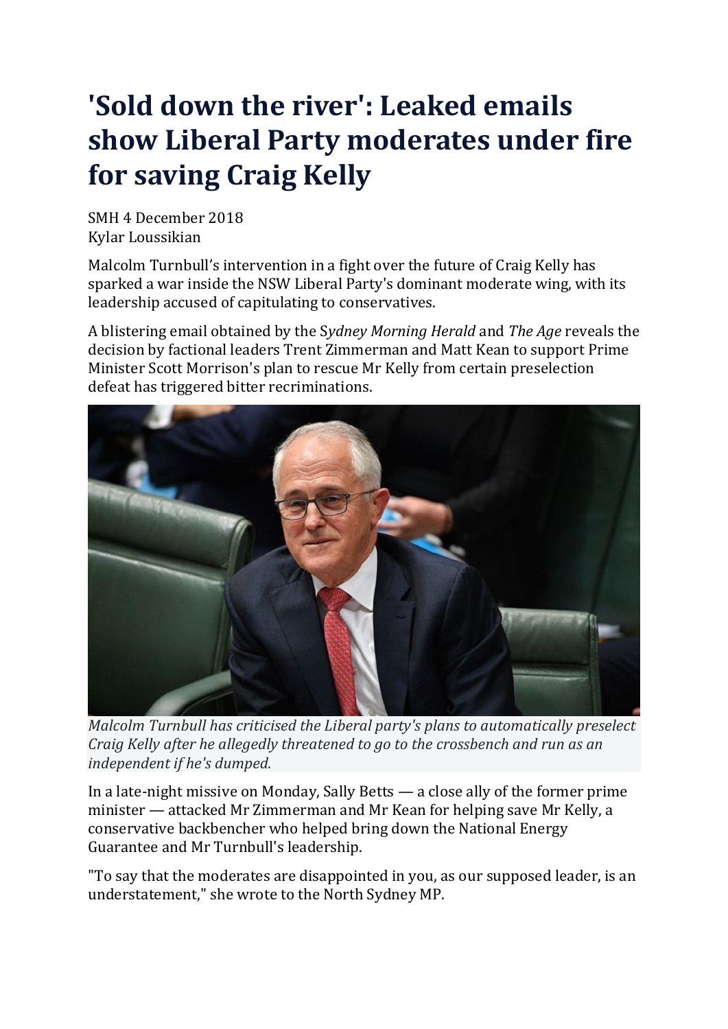# 'Sold down the river': Leaked emails show Liberal Party moderates under fire for saving Craig Kelly

SMH 4 December 2018
Kylar Loussikian

Malcolm Turnbull's intervention in a fight over the future of Craig Kelly has sparked a war inside the NSW Liberal Party's dominant moderate wing, with its leadership accused of capitulating to conservatives.

A blistering email obtained by the *Sydney Morning Herald* and *The Age* reveals the decision by factional leaders Trent Zimmerman and Matt Kean to support Prime Minister Scott Morrison's plan to rescue Mr Kelly from certain preselection defeat has triggered bitter recriminations.

*Malcolm Turnbull has criticised the Liberal party's plans to automatically preselect Craig Kelly after he allegedly threatened to go to the crossbench and run as an independent if he's dumped.*

In a late-night missive on Monday, Sally Betts — a close ally of the former prime minister — attacked Mr Zimmerman and Mr Kean for helping save Mr Kelly, a conservative backbencher who helped bring down the National Energy Guarantee and Mr Turnbull's leadership.

"To say that the moderates are disappointed in you, as our supposed leader, is an understatement," she wrote to the North Sydney MP.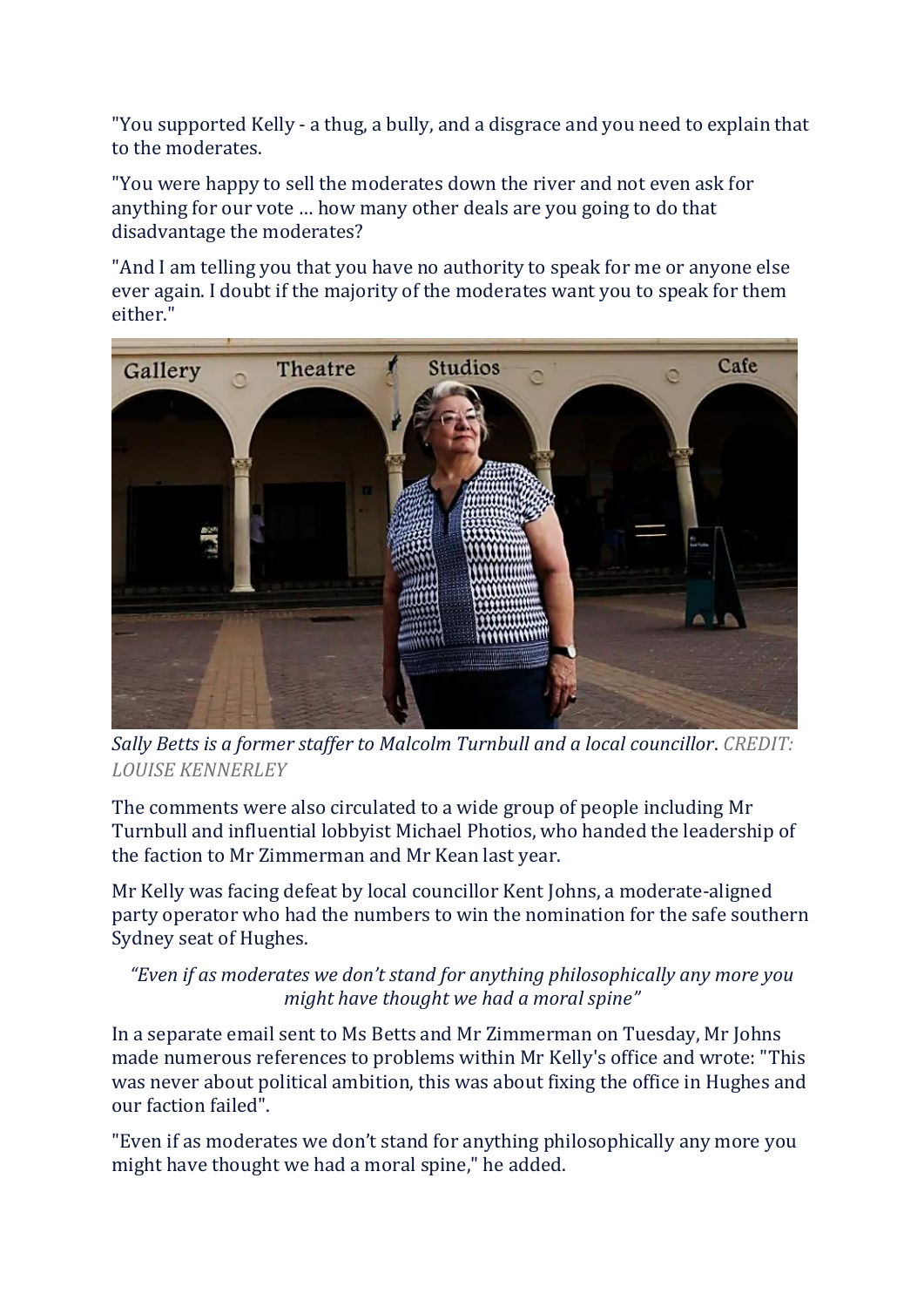"You supported Kelly - a thug, a bully, and a disgrace and you need to explain that to the moderates.

"You were happy to sell the moderates down the river and not even ask for anything for our vote … how many other deals are you going to do that disadvantage the moderates?

"And I am telling you that you have no authority to speak for me or anyone else ever again. I doubt if the majority of the moderates want you to speak for them either."

*Sally Betts is a former staffer to Malcolm Turnbull and a local councillor. CREDIT: LOUISE KENNERLEY*

The comments were also circulated to a wide group of people including Mr Turnbull and influential lobbyist Michael Photios, who handed the leadership of the faction to Mr Zimmerman and Mr Kean last year.

Mr Kelly was facing defeat by local councillor Kent Johns, a moderate-aligned party operator who had the numbers to win the nomination for the safe southern Sydney seat of Hughes.

*"Even if as moderates we don't stand for anything philosophically any more you might have thought we had a moral spine"*

In a separate email sent to Ms Betts and Mr Zimmerman on Tuesday, Mr Johns made numerous references to problems within Mr Kelly's office and wrote: "This was never about political ambition, this was about fixing the office in Hughes and our faction failed".

"Even if as moderates we don't stand for anything philosophically any more you might have thought we had a moral spine," he added.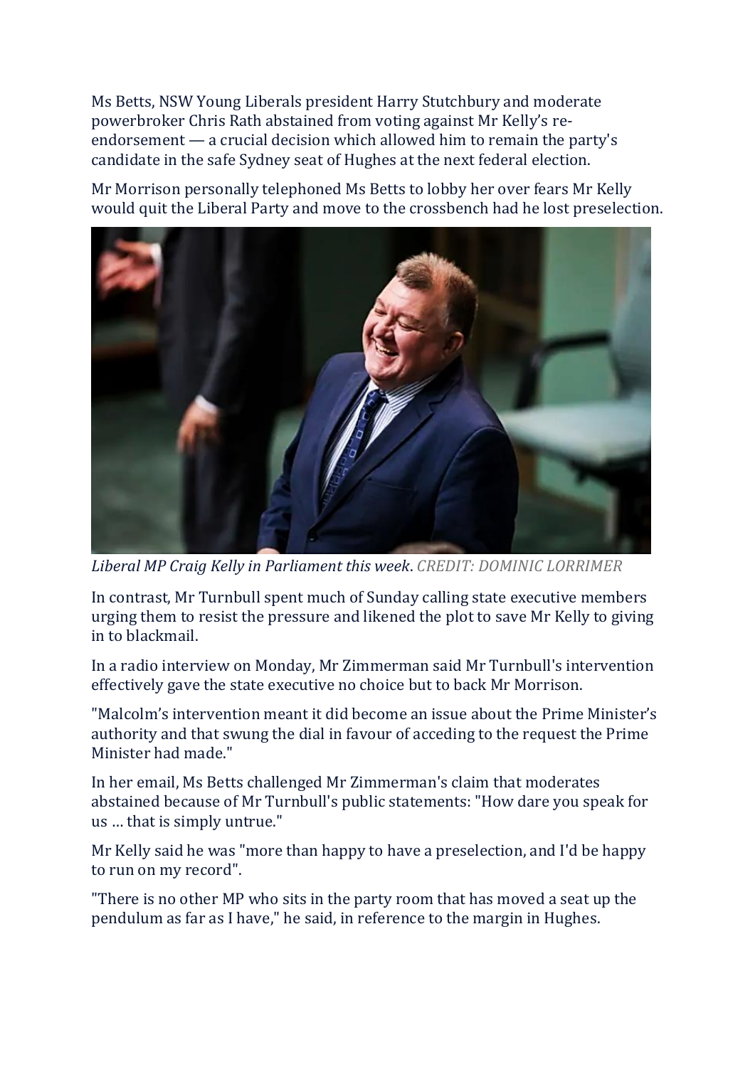Ms Betts, NSW Young Liberals president Harry Stutchbury and moderate powerbroker Chris Rath abstained from voting against Mr Kelly's re-endorsement — a crucial decision which allowed him to remain the party's candidate in the safe Sydney seat of Hughes at the next federal election.

Mr Morrison personally telephoned Ms Betts to lobby her over fears Mr Kelly would quit the Liberal Party and move to the crossbench had he lost preselection.

*Liberal MP Craig Kelly in Parliament this week*. *CREDIT: DOMINIC LORRIMER*

In contrast, Mr Turnbull spent much of Sunday calling state executive members urging them to resist the pressure and likened the plot to save Mr Kelly to giving in to blackmail.

In a radio interview on Monday, Mr Zimmerman said Mr Turnbull's intervention effectively gave the state executive no choice but to back Mr Morrison.

"Malcolm's intervention meant it did become an issue about the Prime Minister's authority and that swung the dial in favour of acceding to the request the Prime Minister had made."

In her email, Ms Betts challenged Mr Zimmerman's claim that moderates abstained because of Mr Turnbull's public statements: "How dare you speak for us … that is simply untrue."

Mr Kelly said he was "more than happy to have a preselection, and I'd be happy to run on my record".

"There is no other MP who sits in the party room that has moved a seat up the pendulum as far as I have," he said, in reference to the margin in Hughes.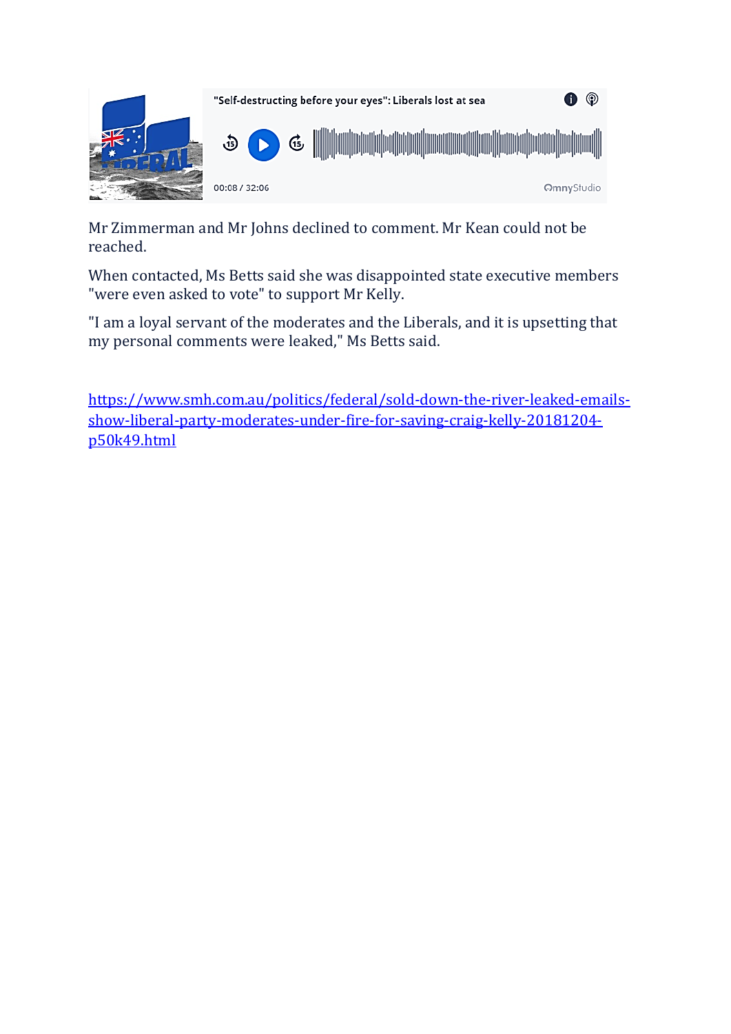"Self-destructing before your eyes": Liberals lost at sea

00:08 / 32:06

OmnyStudio

Mr Zimmerman and Mr Johns declined to comment. Mr Kean could not be reached.

When contacted, Ms Betts said she was disappointed state executive members "were even asked to vote" to support Mr Kelly.

"I am a loyal servant of the moderates and the Liberals, and it is upsetting that my personal comments were leaked," Ms Betts said.

https://www.smh.com.au/politics/federal/sold-down-the-river-leaked-emails-show-liberal-party-moderates-under-fire-for-saving-craig-kelly-20181204-p50k49.html